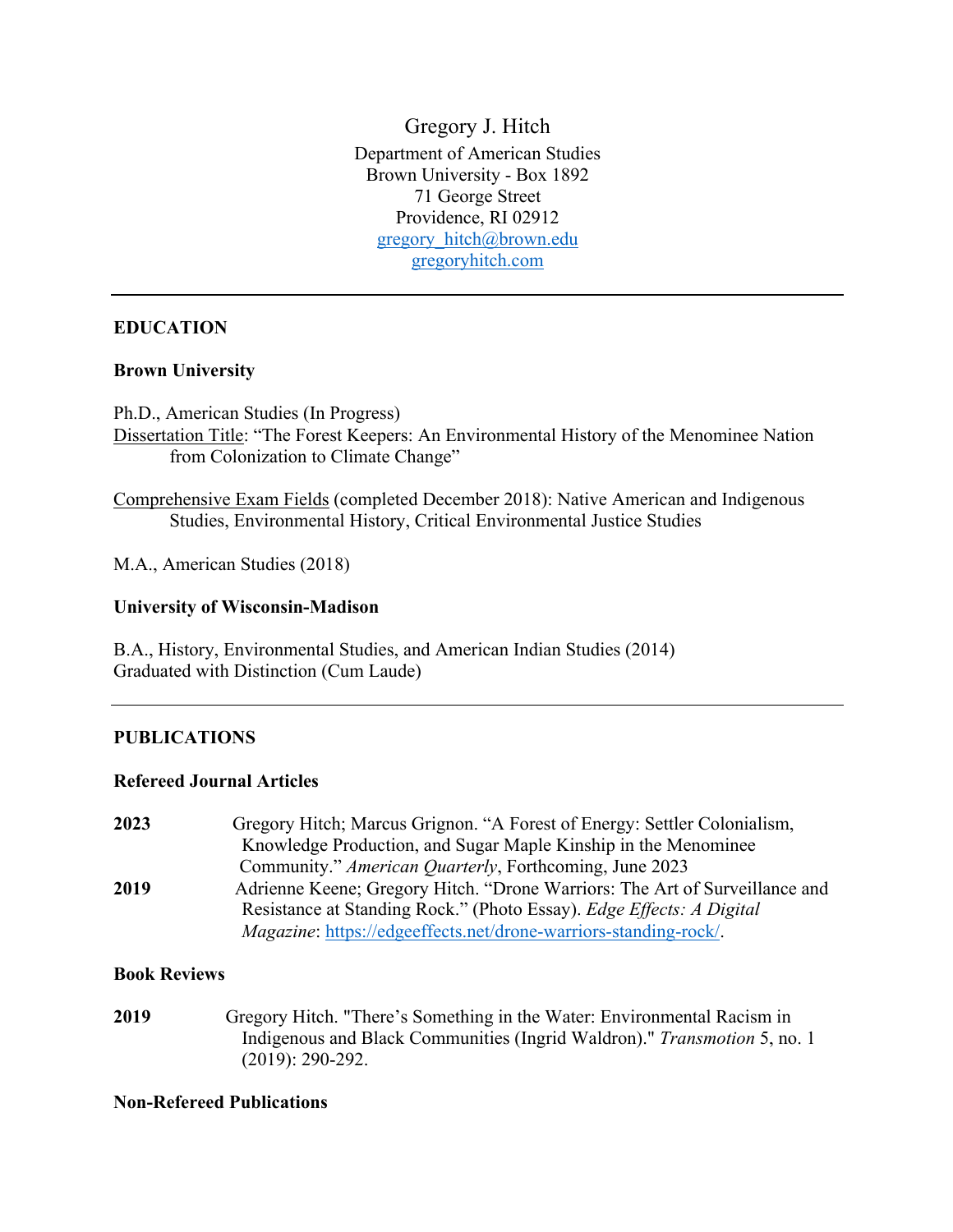# Gregory J. Hitch

Department of American Studies
Brown University - Box 1892
71 George Street
Providence, RI 02912
gregory_hitch@brown.edu
gregoryhitch.com

---

## EDUCATION

### Brown University

Ph.D., American Studies (In Progress)
Dissertation Title: "The Forest Keepers: An Environmental History of the Menominee Nation from Colonization to Climate Change"

Comprehensive Exam Fields (completed December 2018): Native American and Indigenous Studies, Environmental History, Critical Environmental Justice Studies

M.A., American Studies (2018)

### University of Wisconsin-Madison

B.A., History, Environmental Studies, and American Indian Studies (2014)
Graduated with Distinction (Cum Laude)

---

## PUBLICATIONS

### Refereed Journal Articles

**2023** Gregory Hitch; Marcus Grignon. "A Forest of Energy: Settler Colonialism, Knowledge Production, and Sugar Maple Kinship in the Menominee Community." *American Quarterly*, Forthcoming, June 2023

**2019** Adrienne Keene; Gregory Hitch. "Drone Warriors: The Art of Surveillance and Resistance at Standing Rock." (Photo Essay). *Edge Effects: A Digital Magazine*: https://edgeeffects.net/drone-warriors-standing-rock/.

### Book Reviews

**2019** Gregory Hitch. "There's Something in the Water: Environmental Racism in Indigenous and Black Communities (Ingrid Waldron)." *Transmotion* 5, no. 1 (2019): 290-292.

### Non-Refereed Publications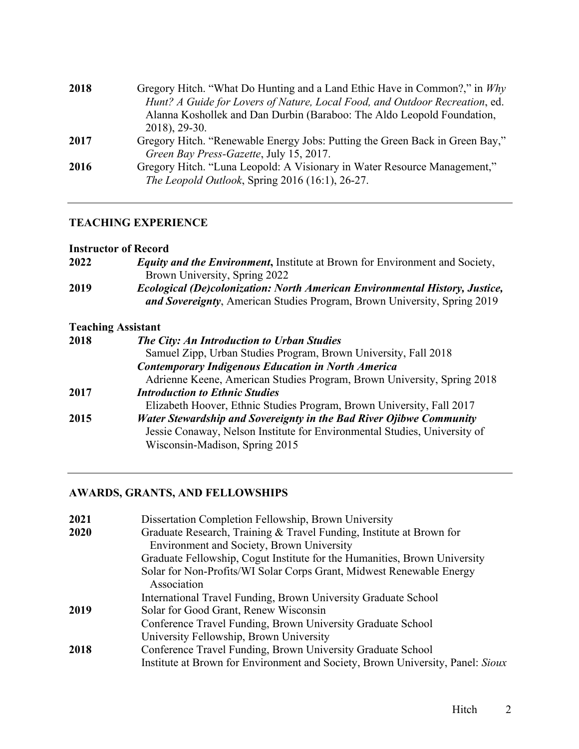**2018** Gregory Hitch. "What Do Hunting and a Land Ethic Have in Common?," in *Why Hunt? A Guide for Lovers of Nature, Local Food, and Outdoor Recreation*, ed. Alanna Koshollek and Dan Durbin (Baraboo: The Aldo Leopold Foundation, 2018), 29-30.

**2017** Gregory Hitch. "Renewable Energy Jobs: Putting the Green Back in Green Bay," *Green Bay Press-Gazette*, July 15, 2017.

**2016** Gregory Hitch. "Luna Leopold: A Visionary in Water Resource Management," *The Leopold Outlook*, Spring 2016 (16:1), 26-27.

---

## TEACHING EXPERIENCE

### Instructor of Record

**2022** ***Equity and the Environment*****,** Institute at Brown for Environment and Society, Brown University, Spring 2022

**2019** ***Ecological (De)colonization: North American Environmental History, Justice, and Sovereignty***, American Studies Program, Brown University, Spring 2019

### Teaching Assistant

**2018** ***The City: An Introduction to Urban Studies***
Samuel Zipp, Urban Studies Program, Brown University, Fall 2018

***Contemporary Indigenous Education in North America***
Adrienne Keene, American Studies Program, Brown University, Spring 2018

**2017** ***Introduction to Ethnic Studies***
Elizabeth Hoover, Ethnic Studies Program, Brown University, Fall 2017

**2015** ***Water Stewardship and Sovereignty in the Bad River Ojibwe Community***
Jessie Conaway, Nelson Institute for Environmental Studies, University of Wisconsin-Madison, Spring 2015

---

## AWARDS, GRANTS, AND FELLOWSHIPS

**2021** Dissertation Completion Fellowship, Brown University

**2020** Graduate Research, Training & Travel Funding, Institute at Brown for Environment and Society, Brown University
Graduate Fellowship, Cogut Institute for the Humanities, Brown University
Solar for Non-Profits/WI Solar Corps Grant, Midwest Renewable Energy Association
International Travel Funding, Brown University Graduate School

**2019** Solar for Good Grant, Renew Wisconsin
Conference Travel Funding, Brown University Graduate School
University Fellowship, Brown University

**2018** Conference Travel Funding, Brown University Graduate School
Institute at Brown for Environment and Society, Brown University, Panel: *Sioux*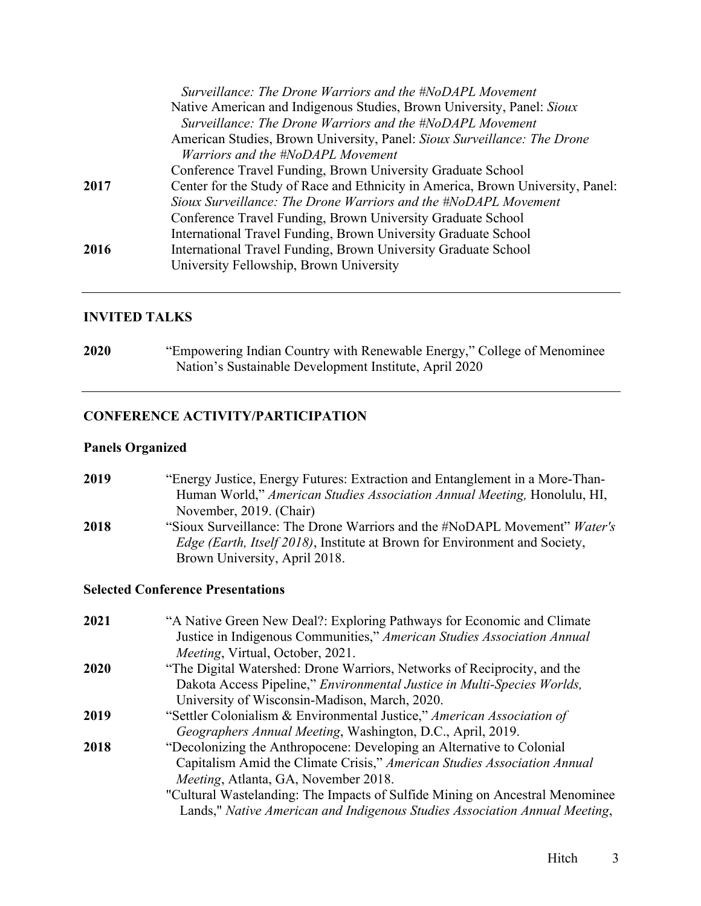*Surveillance: The Drone Warriors and the #NoDAPL Movement*

Native American and Indigenous Studies, Brown University, Panel: *Sioux Surveillance: The Drone Warriors and the #NoDAPL Movement*

American Studies, Brown University, Panel: *Sioux Surveillance: The Drone Warriors and the #NoDAPL Movement*

Conference Travel Funding, Brown University Graduate School

**2017** Center for the Study of Race and Ethnicity in America, Brown University, Panel: *Sioux Surveillance: The Drone Warriors and the #NoDAPL Movement*

Conference Travel Funding, Brown University Graduate School

International Travel Funding, Brown University Graduate School

**2016** International Travel Funding, Brown University Graduate School

University Fellowship, Brown University

---

## INVITED TALKS

**2020** "Empowering Indian Country with Renewable Energy," College of Menominee Nation's Sustainable Development Institute, April 2020

---

## CONFERENCE ACTIVITY/PARTICIPATION

### Panels Organized

**2019** "Energy Justice, Energy Futures: Extraction and Entanglement in a More-Than-Human World," *American Studies Association Annual Meeting,* Honolulu, HI, November, 2019. (Chair)

**2018** "Sioux Surveillance: The Drone Warriors and the #NoDAPL Movement" *Water's Edge (Earth, Itself 2018)*, Institute at Brown for Environment and Society, Brown University, April 2018.

### Selected Conference Presentations

**2021** "A Native Green New Deal?: Exploring Pathways for Economic and Climate Justice in Indigenous Communities," *American Studies Association Annual Meeting*, Virtual, October, 2021.

**2020** "The Digital Watershed: Drone Warriors, Networks of Reciprocity, and the Dakota Access Pipeline," *Environmental Justice in Multi-Species Worlds,* University of Wisconsin-Madison, March, 2020.

**2019** "Settler Colonialism & Environmental Justice," *American Association of Geographers Annual Meeting*, Washington, D.C., April, 2019.

**2018** "Decolonizing the Anthropocene: Developing an Alternative to Colonial Capitalism Amid the Climate Crisis," *American Studies Association Annual Meeting*, Atlanta, GA, November 2018.

"Cultural Wastelanding: The Impacts of Sulfide Mining on Ancestral Menominee Lands," *Native American and Indigenous Studies Association Annual Meeting*,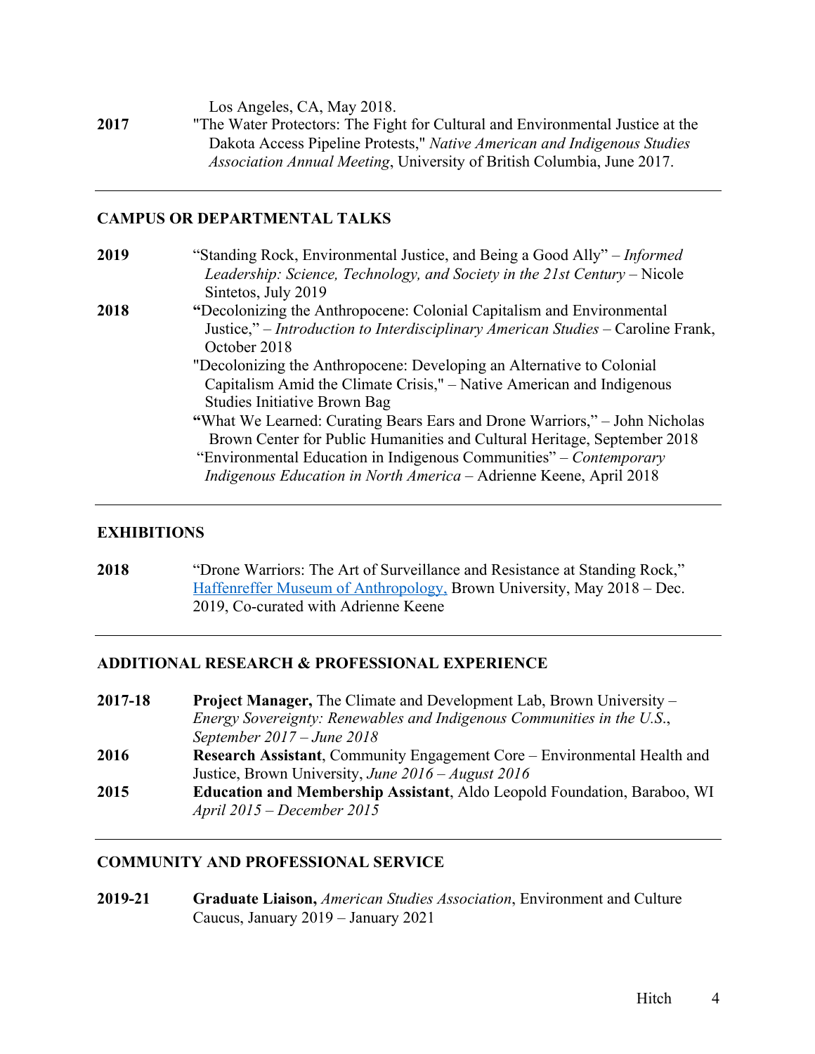Los Angeles, CA, May 2018.

**2017** "The Water Protectors: The Fight for Cultural and Environmental Justice at the Dakota Access Pipeline Protests," *Native American and Indigenous Studies Association Annual Meeting*, University of British Columbia, June 2017.

---

## CAMPUS OR DEPARTMENTAL TALKS

**2019** "Standing Rock, Environmental Justice, and Being a Good Ally" – *Informed Leadership: Science, Technology, and Society in the 21st Century* – Nicole Sintetos, July 2019

**2018** "Decolonizing the Anthropocene: Colonial Capitalism and Environmental Justice," – *Introduction to Interdisciplinary American Studies* – Caroline Frank, October 2018

"Decolonizing the Anthropocene: Developing an Alternative to Colonial Capitalism Amid the Climate Crisis," – Native American and Indigenous Studies Initiative Brown Bag

"What We Learned: Curating Bears Ears and Drone Warriors," – John Nicholas Brown Center for Public Humanities and Cultural Heritage, September 2018

"Environmental Education in Indigenous Communities" – *Contemporary Indigenous Education in North America* – Adrienne Keene, April 2018

---

## EXHIBITIONS

**2018** "Drone Warriors: The Art of Surveillance and Resistance at Standing Rock," Haffenreffer Museum of Anthropology, Brown University, May 2018 – Dec. 2019, Co-curated with Adrienne Keene

---

## ADDITIONAL RESEARCH & PROFESSIONAL EXPERIENCE

**2017-18** **Project Manager,** The Climate and Development Lab, Brown University – *Energy Sovereignty: Renewables and Indigenous Communities in the U.S.*, *September 2017 – June 2018*

**2016** **Research Assistant**, Community Engagement Core – Environmental Health and Justice, Brown University, *June 2016 – August 2016*

**2015** **Education and Membership Assistant**, Aldo Leopold Foundation, Baraboo, WI *April 2015 – December 2015*

---

## COMMUNITY AND PROFESSIONAL SERVICE

**2019-21** **Graduate Liaison,** *American Studies Association*, Environment and Culture Caucus, January 2019 – January 2021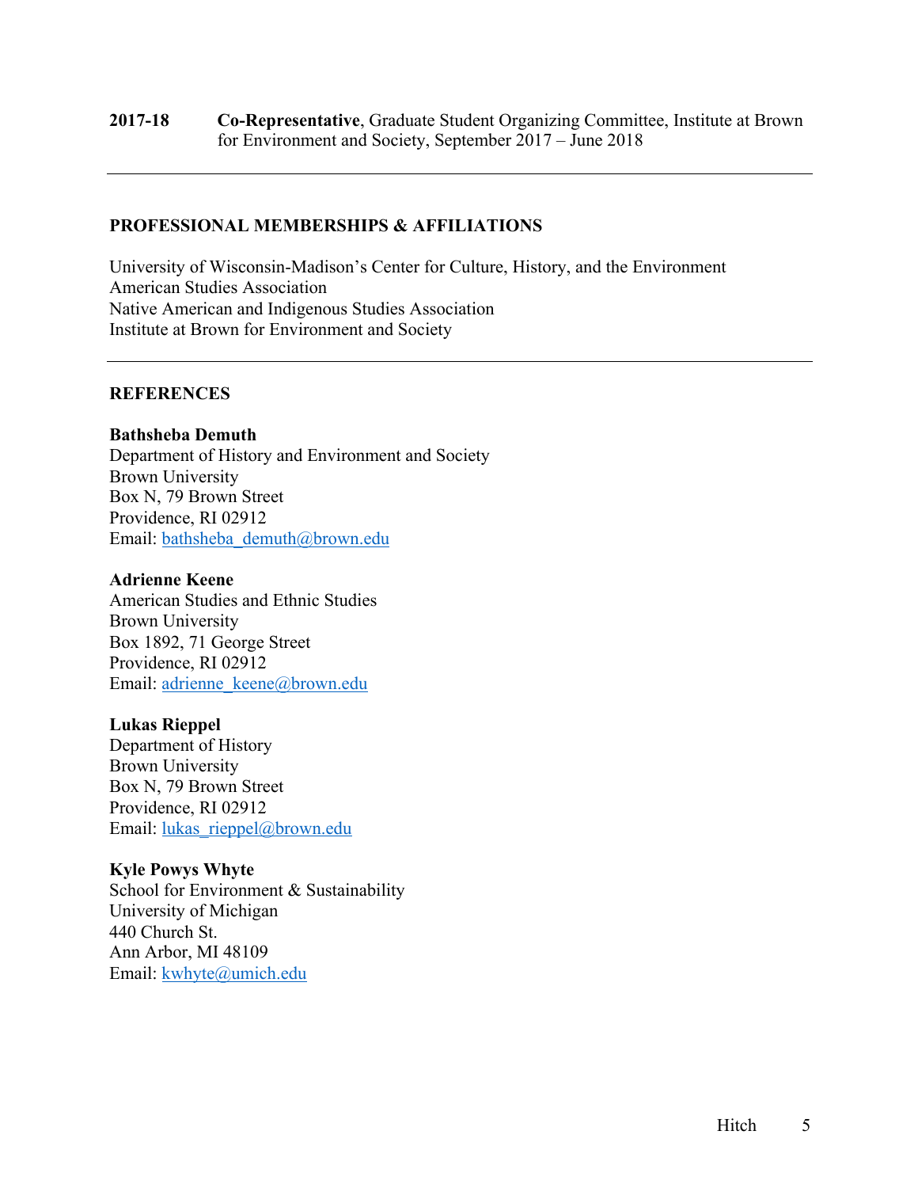**2017-18** **Co-Representative**, Graduate Student Organizing Committee, Institute at Brown for Environment and Society, September 2017 – June 2018

---

## PROFESSIONAL MEMBERSHIPS & AFFILIATIONS

University of Wisconsin-Madison's Center for Culture, History, and the Environment
American Studies Association
Native American and Indigenous Studies Association
Institute at Brown for Environment and Society

---

## REFERENCES

**Bathsheba Demuth**
Department of History and Environment and Society
Brown University
Box N, 79 Brown Street
Providence, RI 02912
Email: bathsheba_demuth@brown.edu

**Adrienne Keene**
American Studies and Ethnic Studies
Brown University
Box 1892, 71 George Street
Providence, RI 02912
Email: adrienne_keene@brown.edu

**Lukas Rieppel**
Department of History
Brown University
Box N, 79 Brown Street
Providence, RI 02912
Email: lukas_rieppel@brown.edu

**Kyle Powys Whyte**
School for Environment & Sustainability
University of Michigan
440 Church St.
Ann Arbor, MI 48109
Email: kwhyte@umich.edu